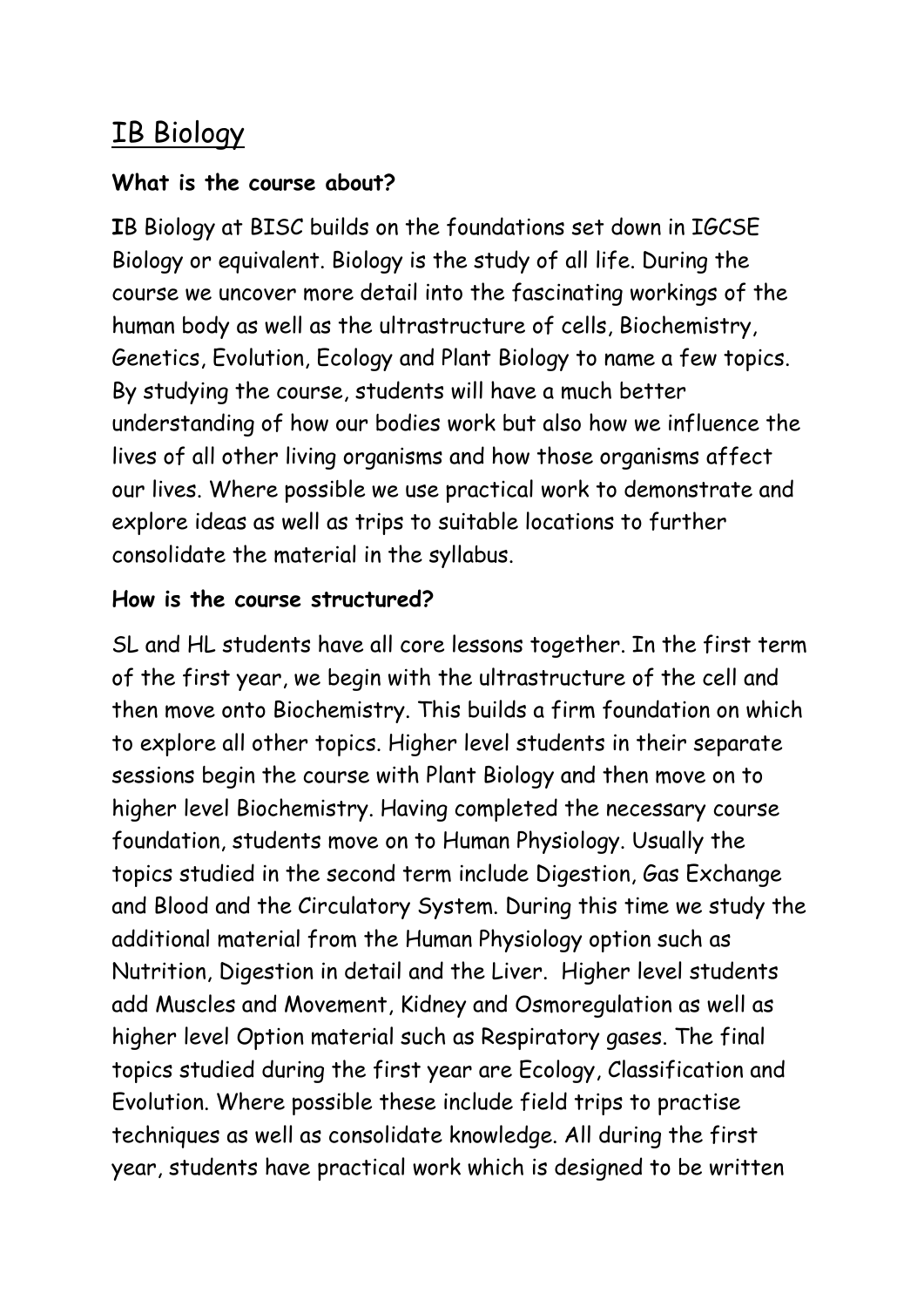# IB Biology

**What is the course about?**

IB Biology at BISC builds on the foundations set down in IGCSE Biology or equivalent. Biology is the study of all life. During the course we uncover more detail into the fascinating workings of the human body as well as the ultrastructure of cells, Biochemistry, Genetics, Evolution, Ecology and Plant Biology to name a few topics. By studying the course, students will have a much better understanding of how our bodies work but also how we influence the lives of all other living organisms and how those organisms affect our lives. Where possible we use practical work to demonstrate and explore ideas as well as trips to suitable locations to further consolidate the material in the syllabus.

**How is the course structured?**

SL and HL students have all core lessons together. In the first term of the first year, we begin with the ultrastructure of the cell and then move onto Biochemistry. This builds a firm foundation on which to explore all other topics. Higher level students in their separate sessions begin the course with Plant Biology and then move on to higher level Biochemistry. Having completed the necessary course foundation, students move on to Human Physiology. Usually the topics studied in the second term include Digestion, Gas Exchange and Blood and the Circulatory System. During this time we study the additional material from the Human Physiology option such as Nutrition, Digestion in detail and the Liver. Higher level students add Muscles and Movement, Kidney and Osmoregulation as well as higher level Option material such as Respiratory gases. The final topics studied during the first year are Ecology, Classification and Evolution. Where possible these include field trips to practise techniques as well as consolidate knowledge. All during the first year, students have practical work which is designed to be written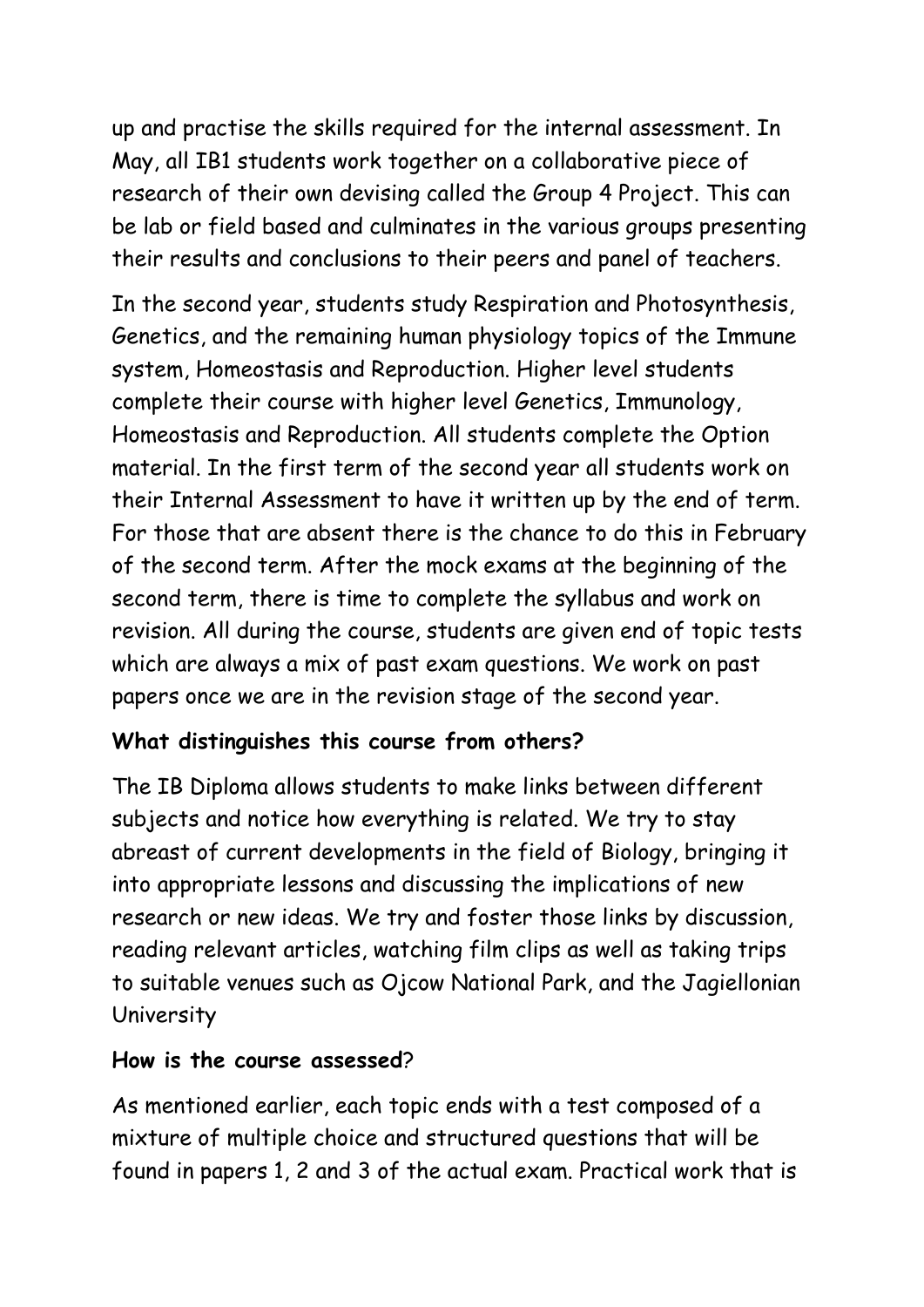up and practise the skills required for the internal assessment. In May, all IB1 students work together on a collaborative piece of research of their own devising called the Group 4 Project. This can be lab or field based and culminates in the various groups presenting their results and conclusions to their peers and panel of teachers.

In the second year, students study Respiration and Photosynthesis, Genetics, and the remaining human physiology topics of the Immune system, Homeostasis and Reproduction. Higher level students complete their course with higher level Genetics, Immunology, Homeostasis and Reproduction. All students complete the Option material. In the first term of the second year all students work on their Internal Assessment to have it written up by the end of term. For those that are absent there is the chance to do this in February of the second term. After the mock exams at the beginning of the second term, there is time to complete the syllabus and work on revision. All during the course, students are given end of topic tests which are always a mix of past exam questions. We work on past papers once we are in the revision stage of the second year.

**What distinguishes this course from others?**

The IB Diploma allows students to make links between different subjects and notice how everything is related. We try to stay abreast of current developments in the field of Biology, bringing it into appropriate lessons and discussing the implications of new research or new ideas. We try and foster those links by discussion, reading relevant articles, watching film clips as well as taking trips to suitable venues such as Ojcow National Park, and the Jagiellonian University

**How is the course assessed**?

As mentioned earlier, each topic ends with a test composed of a mixture of multiple choice and structured questions that will be found in papers 1, 2 and 3 of the actual exam. Practical work that is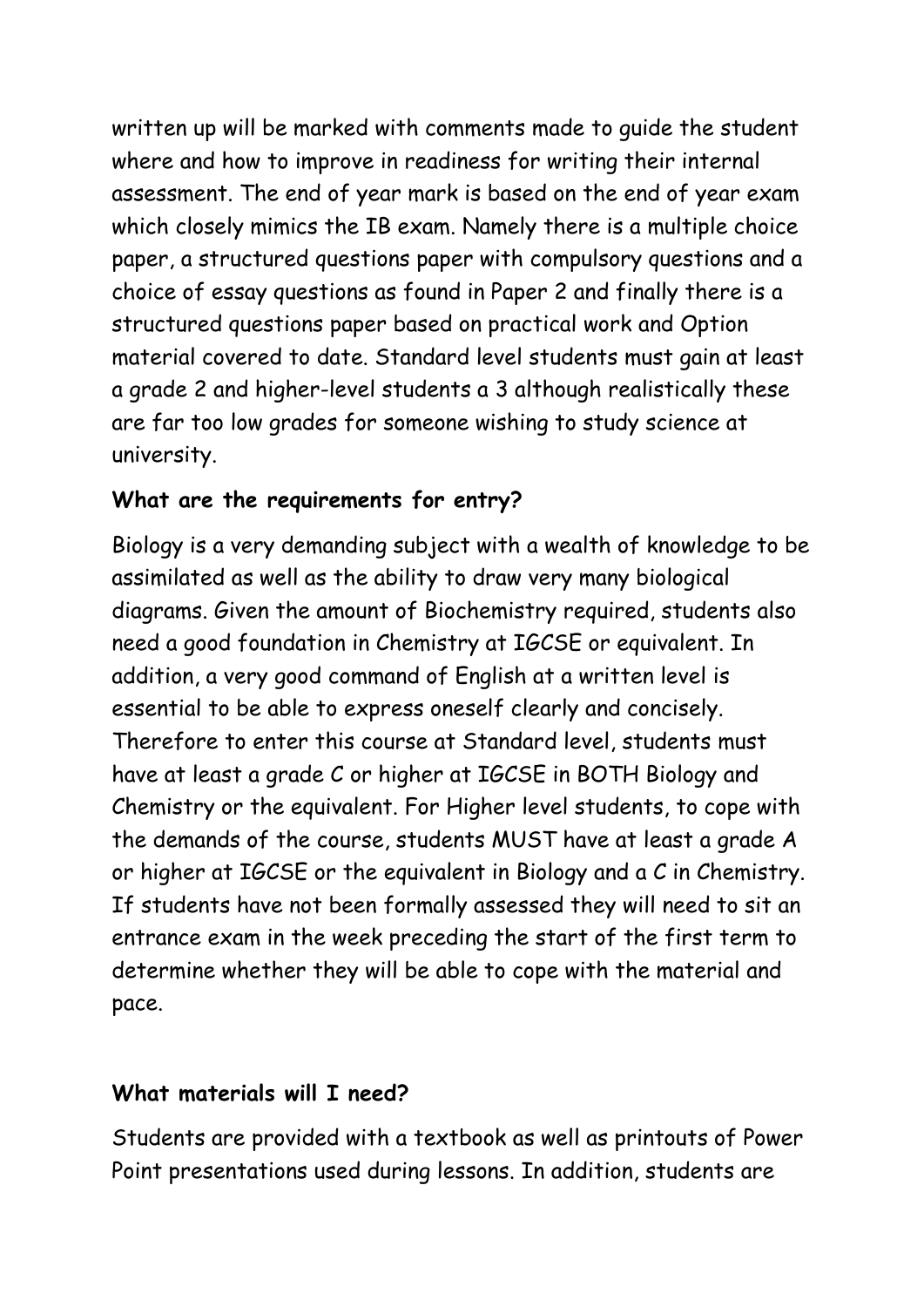written up will be marked with comments made to guide the student where and how to improve in readiness for writing their internal assessment. The end of year mark is based on the end of year exam which closely mimics the IB exam. Namely there is a multiple choice paper, a structured questions paper with compulsory questions and a choice of essay questions as found in Paper 2 and finally there is a structured questions paper based on practical work and Option material covered to date. Standard level students must gain at least a grade 2 and higher-level students a 3 although realistically these are far too low grades for someone wishing to study science at university.

**What are the requirements for entry?**

Biology is a very demanding subject with a wealth of knowledge to be assimilated as well as the ability to draw very many biological diagrams. Given the amount of Biochemistry required, students also need a good foundation in Chemistry at IGCSE or equivalent. In addition, a very good command of English at a written level is essential to be able to express oneself clearly and concisely. Therefore to enter this course at Standard level, students must have at least a grade C or higher at IGCSE in BOTH Biology and Chemistry or the equivalent. For Higher level students, to cope with the demands of the course, students MUST have at least a grade A or higher at IGCSE or the equivalent in Biology and a C in Chemistry. If students have not been formally assessed they will need to sit an entrance exam in the week preceding the start of the first term to determine whether they will be able to cope with the material and pace.

**What materials will I need?**

Students are provided with a textbook as well as printouts of Power Point presentations used during lessons. In addition, students are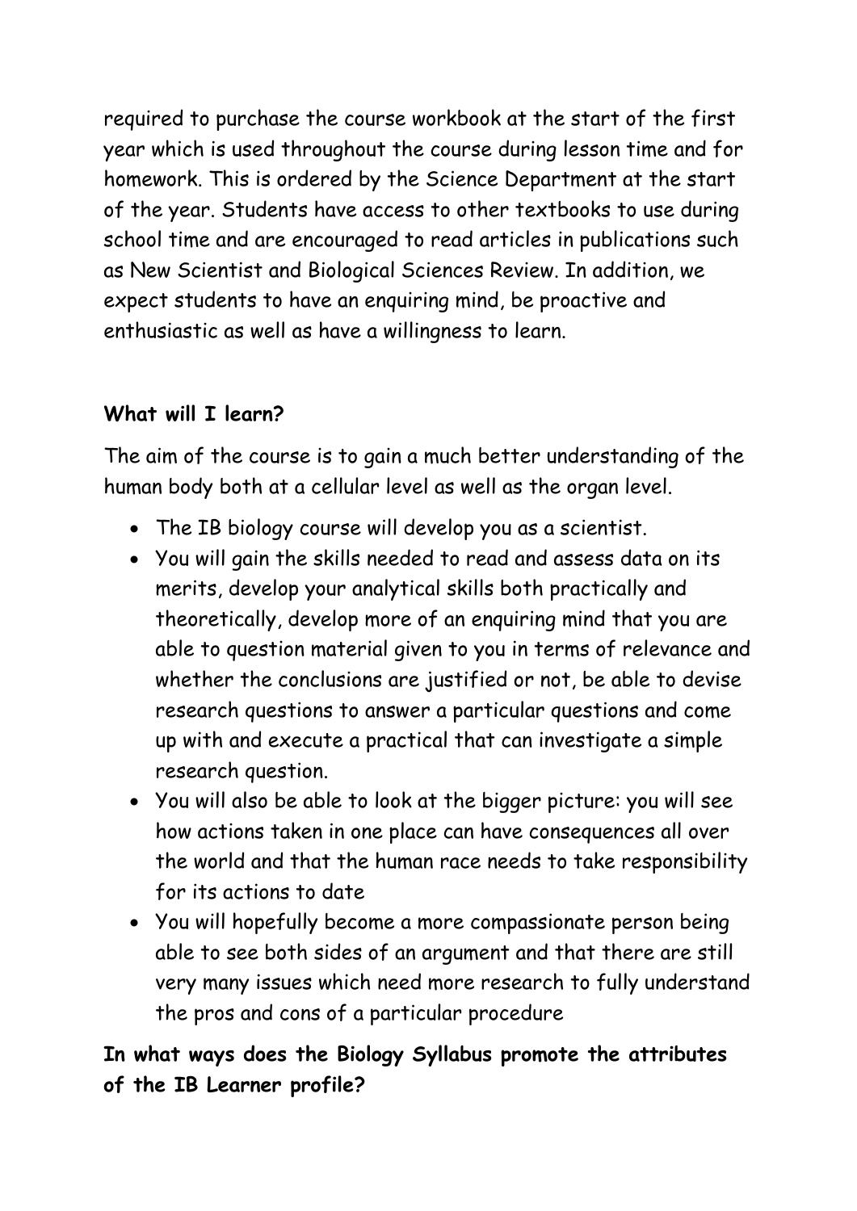required to purchase the course workbook at the start of the first year which is used throughout the course during lesson time and for homework. This is ordered by the Science Department at the start of the year. Students have access to other textbooks to use during school time and are encouraged to read articles in publications such as New Scientist and Biological Sciences Review. In addition, we expect students to have an enquiring mind, be proactive and enthusiastic as well as have a willingness to learn.

**What will I learn?**

The aim of the course is to gain a much better understanding of the human body both at a cellular level as well as the organ level.

- The IB biology course will develop you as a scientist.
- You will gain the skills needed to read and assess data on its merits, develop your analytical skills both practically and theoretically, develop more of an enquiring mind that you are able to question material given to you in terms of relevance and whether the conclusions are justified or not, be able to devise research questions to answer a particular questions and come up with and execute a practical that can investigate a simple research question.
- You will also be able to look at the bigger picture: you will see how actions taken in one place can have consequences all over the world and that the human race needs to take responsibility for its actions to date
- You will hopefully become a more compassionate person being able to see both sides of an argument and that there are still very many issues which need more research to fully understand the pros and cons of a particular procedure

**In what ways does the Biology Syllabus promote the attributes of the IB Learner profile?**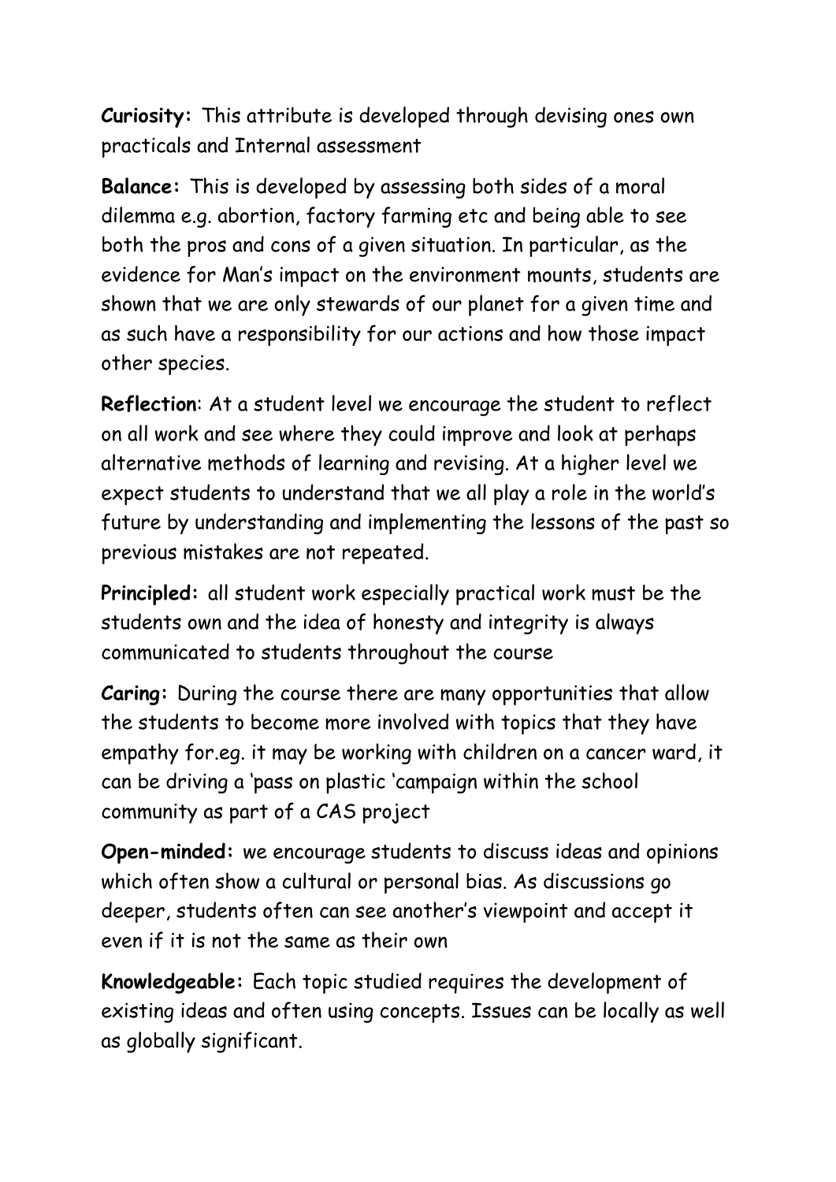**Curiosity:** This attribute is developed through devising ones own practicals and Internal assessment

**Balance:** This is developed by assessing both sides of a moral dilemma e.g. abortion, factory farming etc and being able to see both the pros and cons of a given situation. In particular, as the evidence for Man's impact on the environment mounts, students are shown that we are only stewards of our planet for a given time and as such have a responsibility for our actions and how those impact other species.

**Reflection**: At a student level we encourage the student to reflect on all work and see where they could improve and look at perhaps alternative methods of learning and revising. At a higher level we expect students to understand that we all play a role in the world's future by understanding and implementing the lessons of the past so previous mistakes are not repeated.

**Principled:** all student work especially practical work must be the students own and the idea of honesty and integrity is always communicated to students throughout the course

**Caring:** During the course there are many opportunities that allow the students to become more involved with topics that they have empathy for.eg. it may be working with children on a cancer ward, it can be driving a 'pass on plastic 'campaign within the school community as part of a CAS project

**Open-minded:** we encourage students to discuss ideas and opinions which often show a cultural or personal bias. As discussions go deeper, students often can see another's viewpoint and accept it even if it is not the same as their own

**Knowledgeable:** Each topic studied requires the development of existing ideas and often using concepts. Issues can be locally as well as globally significant.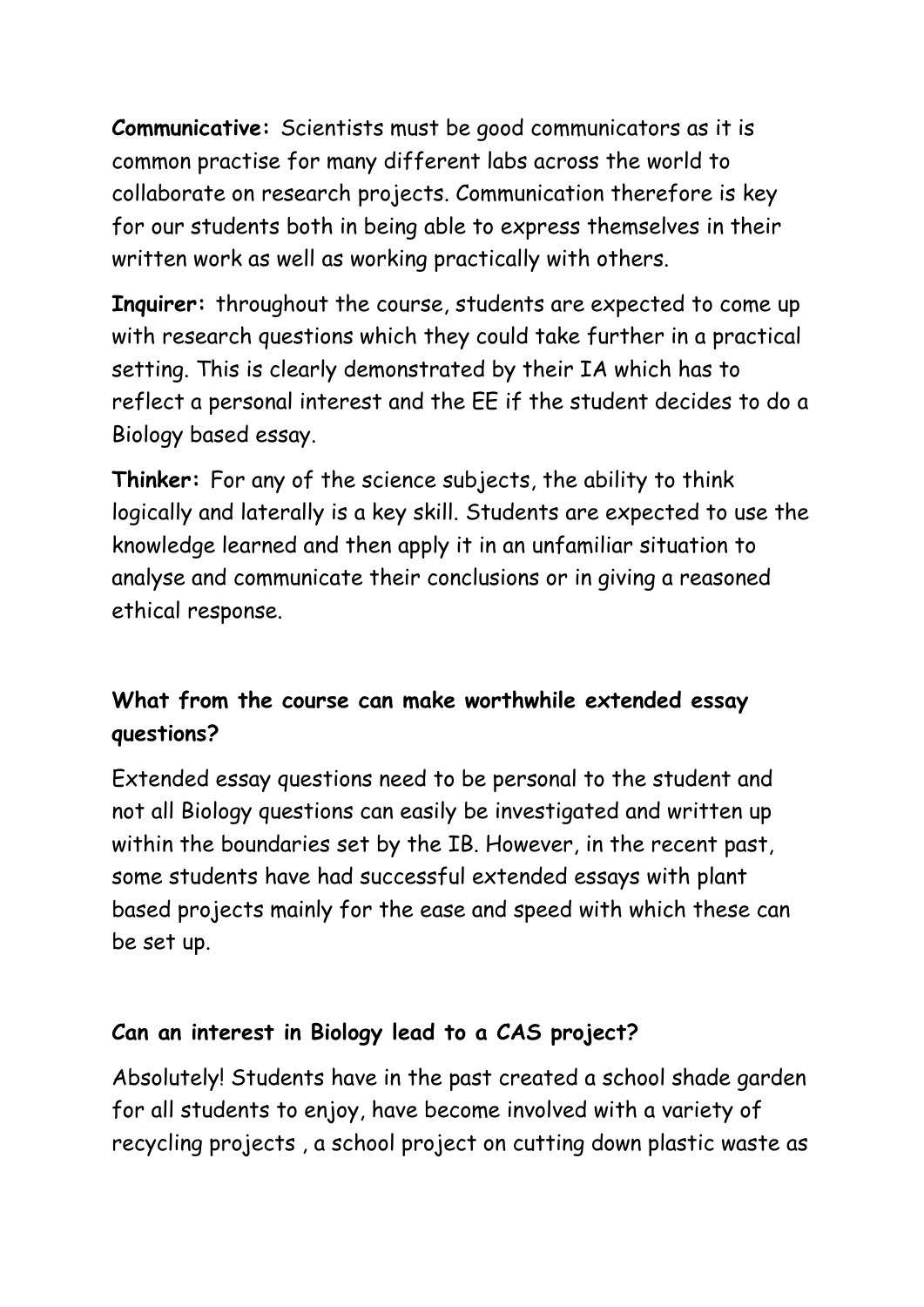**Communicative:** Scientists must be good communicators as it is common practise for many different labs across the world to collaborate on research projects. Communication therefore is key for our students both in being able to express themselves in their written work as well as working practically with others.

**Inquirer:** throughout the course, students are expected to come up with research questions which they could take further in a practical setting. This is clearly demonstrated by their IA which has to reflect a personal interest and the EE if the student decides to do a Biology based essay.

**Thinker:** For any of the science subjects, the ability to think logically and laterally is a key skill. Students are expected to use the knowledge learned and then apply it in an unfamiliar situation to analyse and communicate their conclusions or in giving a reasoned ethical response.

### What from the course can make worthwhile extended essay questions?

Extended essay questions need to be personal to the student and not all Biology questions can easily be investigated and written up within the boundaries set by the IB. However, in the recent past, some students have had successful extended essays with plant based projects mainly for the ease and speed with which these can be set up.

### Can an interest in Biology lead to a CAS project?

Absolutely! Students have in the past created a school shade garden for all students to enjoy, have become involved with a variety of recycling projects , a school project on cutting down plastic waste as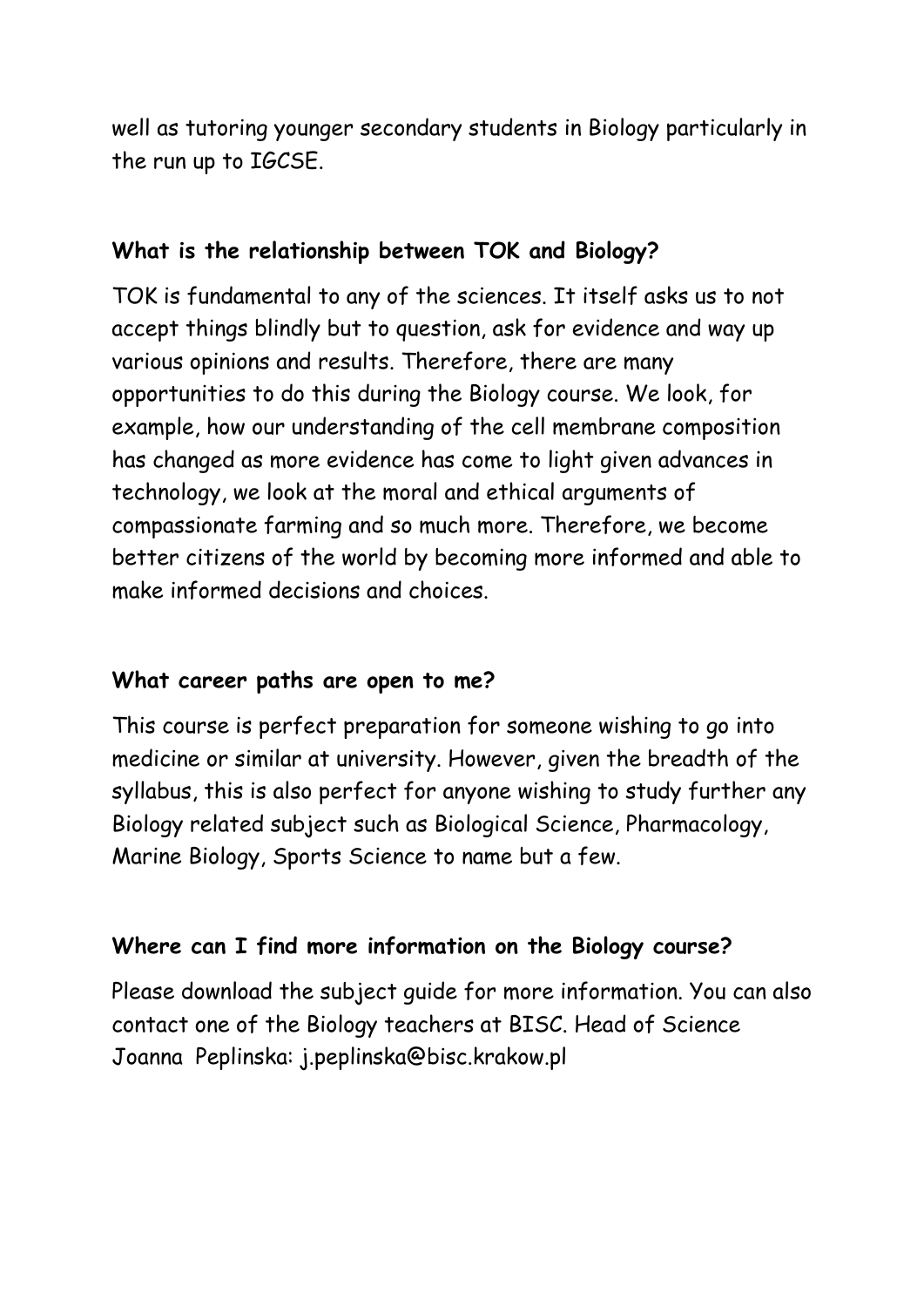well as tutoring younger secondary students in Biology particularly in the run up to IGCSE.

**What is the relationship between TOK and Biology?**

TOK is fundamental to any of the sciences. It itself asks us to not accept things blindly but to question, ask for evidence and way up various opinions and results. Therefore, there are many opportunities to do this during the Biology course. We look, for example, how our understanding of the cell membrane composition has changed as more evidence has come to light given advances in technology, we look at the moral and ethical arguments of compassionate farming and so much more. Therefore, we become better citizens of the world by becoming more informed and able to make informed decisions and choices.

**What career paths are open to me?**

This course is perfect preparation for someone wishing to go into medicine or similar at university. However, given the breadth of the syllabus, this is also perfect for anyone wishing to study further any Biology related subject such as Biological Science, Pharmacology, Marine Biology, Sports Science to name but a few.

**Where can I find more information on the Biology course?**

Please download the subject guide for more information. You can also contact one of the Biology teachers at BISC. Head of Science Joanna Peplinska: j.peplinska@bisc.krakow.pl